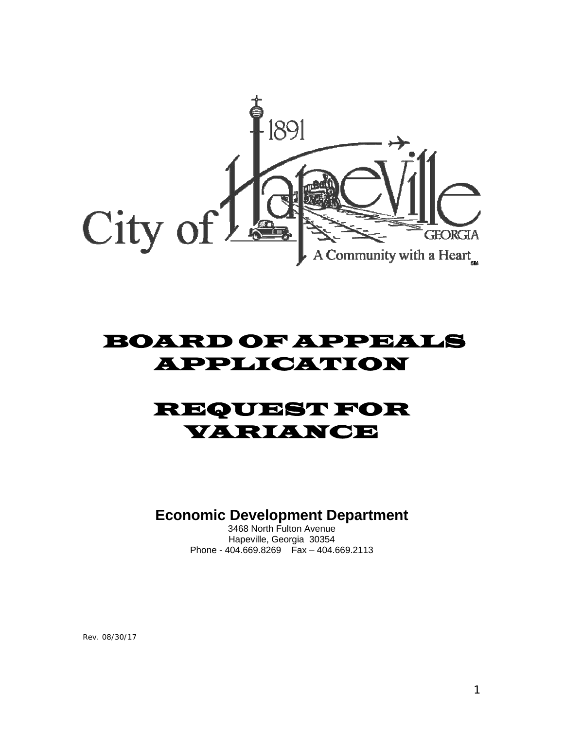City of Hapeville GEORGIA
1891
A Community with a Heart

# BOARD OF APPEALS APPLICATION

# REQUEST FOR VARIANCE

## Economic Development Department

3468 North Fulton Avenue
Hapeville, Georgia 30354
Phone - 404.669.8269 Fax – 404.669.2113

Rev. 08/30/17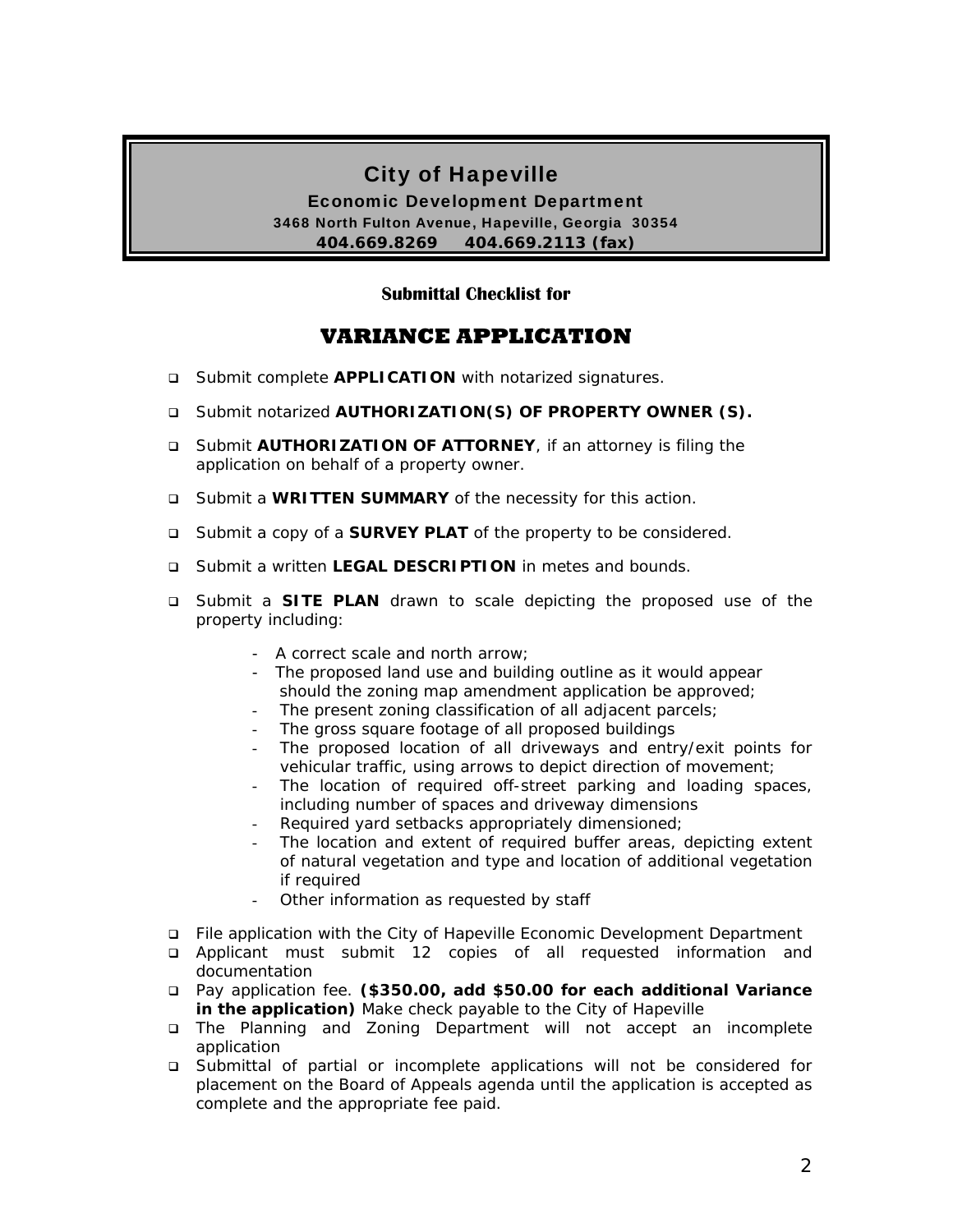# City of Hapeville

**Economic Development Department**

**3468 North Fulton Avenue, Hapeville, Georgia 30354**

**404.669.8269 404.669.2113 (fax)**

**Submittal Checklist for**

## VARIANCE APPLICATION

- ❑ Submit complete **APPLICATION** with notarized signatures.
- ❑ Submit notarized **AUTHORIZATION(S) OF PROPERTY OWNER (S).**
- ❑ Submit **AUTHORIZATION OF ATTORNEY**, if an attorney is filing the application on behalf of a property owner.
- ❑ Submit a **WRITTEN SUMMARY** of the necessity for this action.
- ❑ Submit a copy of a **SURVEY PLAT** of the property to be considered.
- ❑ Submit a written **LEGAL DESCRIPTION** in metes and bounds.
- ❑ Submit a **SITE PLAN** drawn to scale depicting the proposed use of the property including:
    - A correct scale and north arrow;
    - The proposed land use and building outline as it would appear should the zoning map amendment application be approved;
    - The present zoning classification of all adjacent parcels;
    - The gross square footage of all proposed buildings
    - The proposed location of all driveways and entry/exit points for vehicular traffic, using arrows to depict direction of movement;
    - The location of required off-street parking and loading spaces, including number of spaces and driveway dimensions
    - Required yard setbacks appropriately dimensioned;
    - The location and extent of required buffer areas, depicting extent of natural vegetation and type and location of additional vegetation if required
    - Other information as requested by staff
- ❑ File application with the City of Hapeville Economic Development Department
- ❑ Applicant must submit 12 copies of all requested information and documentation
- ❑ Pay application fee. **($350.00, add $50.00 for each additional Variance in the application)** Make check payable to the City of Hapeville
- ❑ The Planning and Zoning Department will not accept an incomplete application
- ❑ Submittal of partial or incomplete applications will not be considered for placement on the Board of Appeals agenda until the application is accepted as complete and the appropriate fee paid.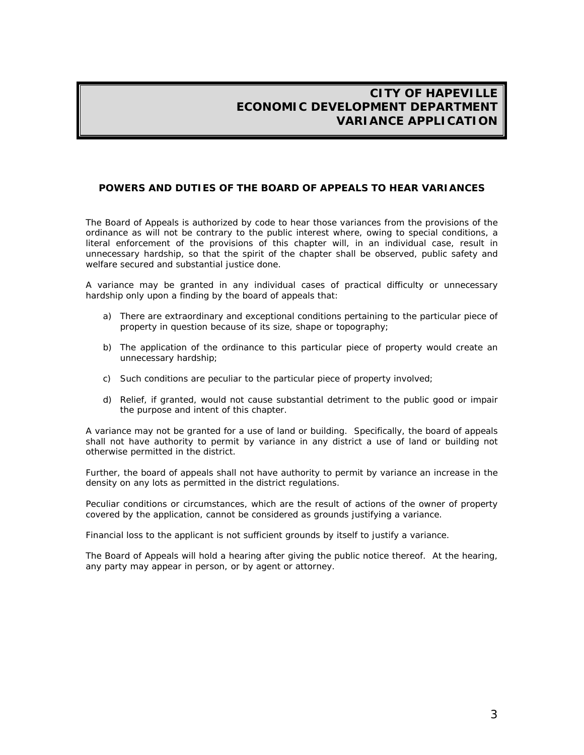# CITY OF HAPEVILLE
# ECONOMIC DEVELOPMENT DEPARTMENT
# VARIANCE APPLICATION

## POWERS AND DUTIES OF THE BOARD OF APPEALS TO HEAR VARIANCES

The Board of Appeals is authorized by code to hear those variances from the provisions of the ordinance as will not be contrary to the public interest where, owing to special conditions, a literal enforcement of the provisions of this chapter will, in an individual case, result in unnecessary hardship, so that the spirit of the chapter shall be observed, public safety and welfare secured and substantial justice done.

A variance may be granted in any individual cases of practical difficulty or unnecessary hardship only upon a finding by the board of appeals that:

a) There are extraordinary and exceptional conditions pertaining to the particular piece of property in question because of its size, shape or topography;

b) The application of the ordinance to this particular piece of property would create an unnecessary hardship;

c) Such conditions are peculiar to the particular piece of property involved;

d) Relief, if granted, would not cause substantial detriment to the public good or impair the purpose and intent of this chapter.

A variance may not be granted for a use of land or building. Specifically, the board of appeals shall not have authority to permit by variance in any district a use of land or building not otherwise permitted in the district.

Further, the board of appeals shall not have authority to permit by variance an increase in the density on any lots as permitted in the district regulations.

Peculiar conditions or circumstances, which are the result of actions of the owner of property covered by the application, cannot be considered as grounds justifying a variance.

Financial loss to the applicant is not sufficient grounds by itself to justify a variance.

The Board of Appeals will hold a hearing after giving the public notice thereof. At the hearing, any party may appear in person, or by agent or attorney.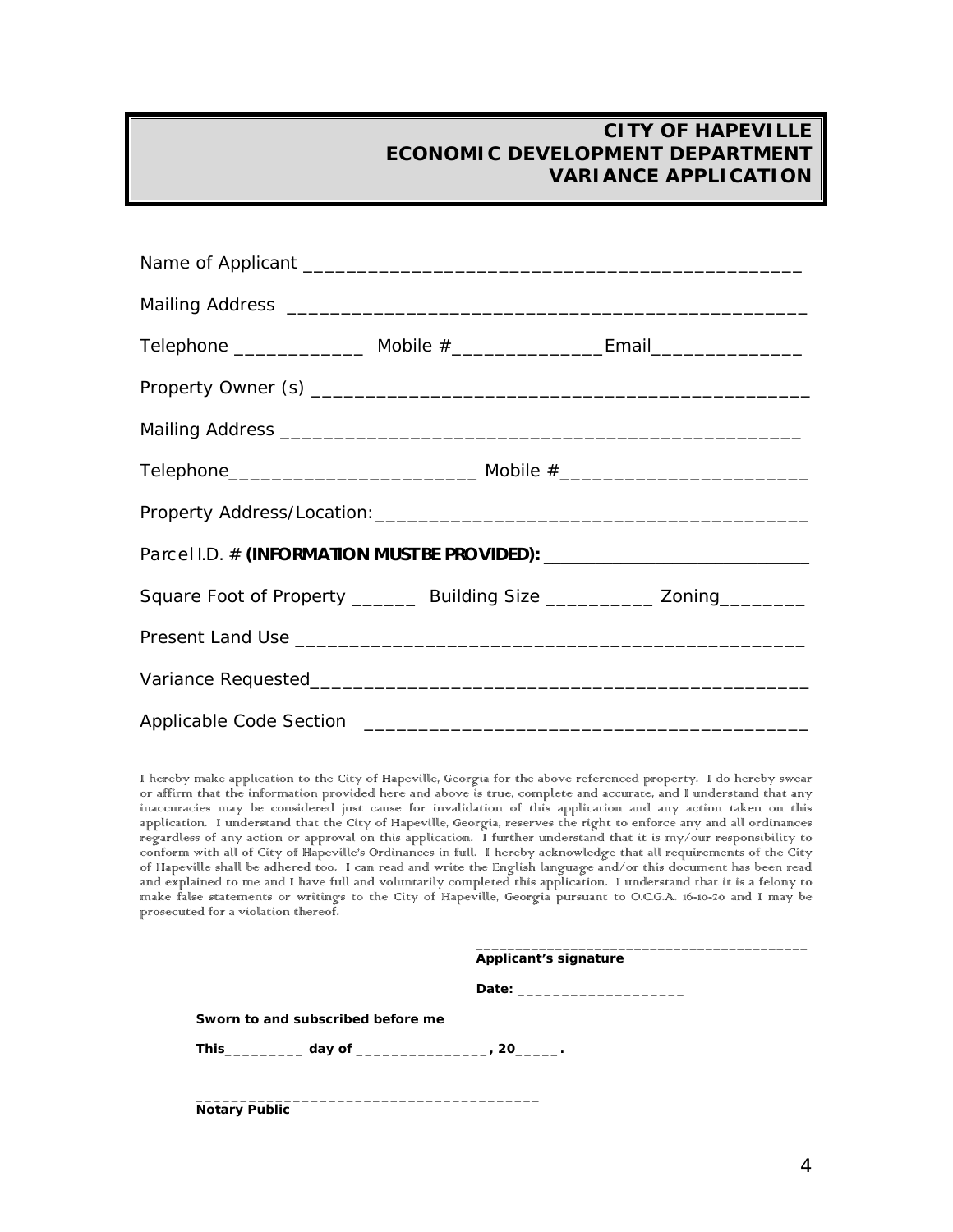# CITY OF HAPEVILLE
# ECONOMIC DEVELOPMENT DEPARTMENT
# VARIANCE APPLICATION

Name of Applicant _______________________________________________

Mailing Address ________________________________________________

Telephone ____________ Mobile #______________Email______________

Property Owner (s) ______________________________________________

Mailing Address ________________________________________________

Telephone_______________________ Mobile #_______________________

Property Address/Location:_______________________________________

Parcel I.D. # **(INFORMATION MUST BE PROVIDED):** ___________________________

Square Foot of Property ______ Building Size __________ Zoning________

Present Land Use _______________________________________________

Variance Requested______________________________________________

Applicable Code Section ________________________________________

I hereby make application to the City of Hapeville, Georgia for the above referenced property. I do hereby swear or affirm that the information provided here and above is true, complete and accurate, and I understand that any inaccuracies may be considered just cause for invalidation of this application and any action taken on this application. I understand that the City of Hapeville, Georgia, reserves the right to enforce any and all ordinances regardless of any action or approval on this application. I further understand that it is my/our responsibility to conform with all of City of Hapeville's Ordinances in full. I hereby acknowledge that all requirements of the City of Hapeville shall be adhered too. I can read and write the English language and/or this document has been read and explained to me and I have full and voluntarily completed this application. I understand that it is a felony to make false statements or writings to the City of Hapeville, Georgia pursuant to O.C.G.A. 16-10-20 and I may be prosecuted for a violation thereof.

_________________________________________
**Applicant's signature**

**Date:** ___________________

**Sworn to and subscribed before me**

**This_________ day of _______________, 20_____.**

_______________________________________
**Notary Public**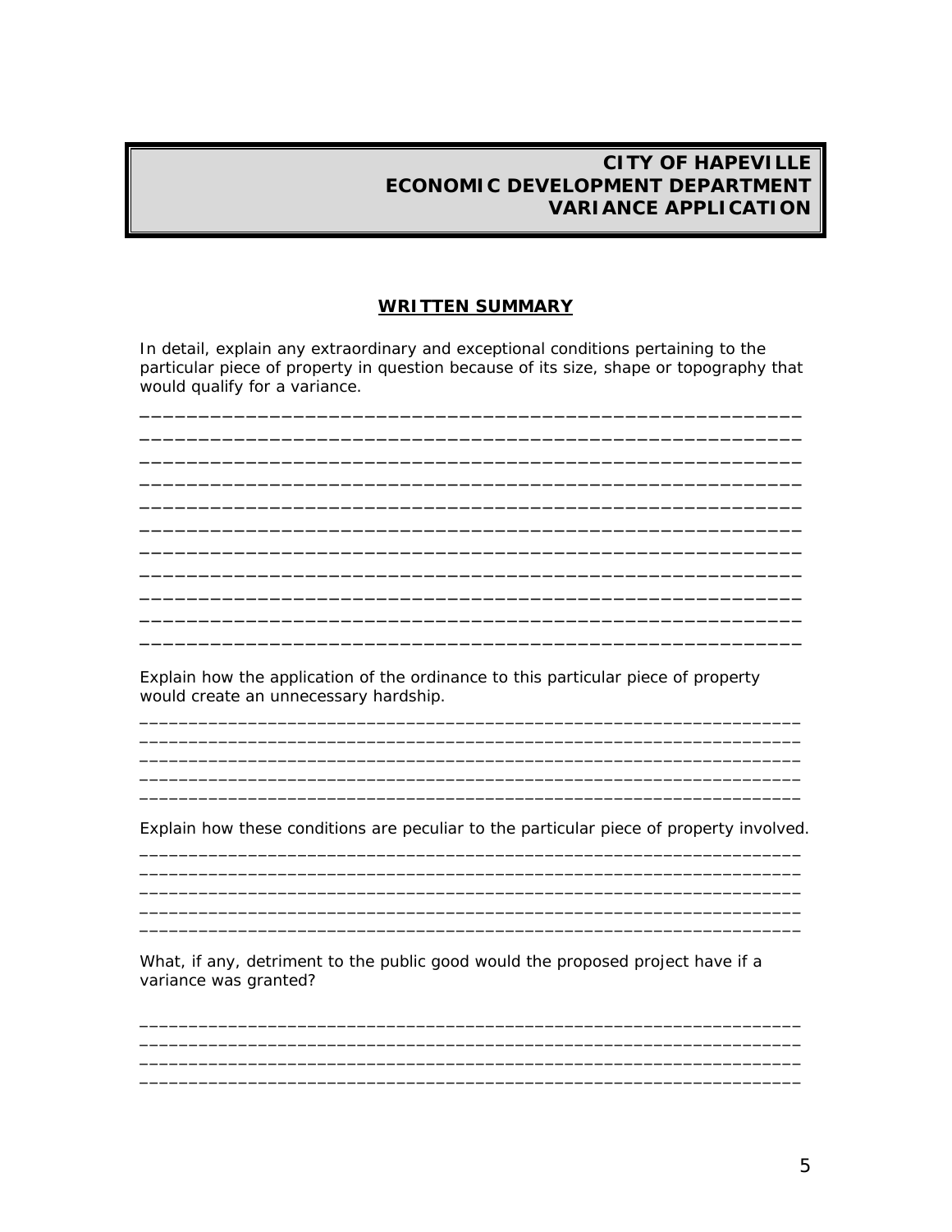# CITY OF HAPEVILLE
# ECONOMIC DEVELOPMENT DEPARTMENT
# VARIANCE APPLICATION

## WRITTEN SUMMARY

In detail, explain any extraordinary and exceptional conditions pertaining to the particular piece of property in question because of its size, shape or topography that would qualify for a variance.

_______________________________________________________________
_______________________________________________________________
_______________________________________________________________
_______________________________________________________________
_______________________________________________________________
_______________________________________________________________
_______________________________________________________________
_______________________________________________________________
_______________________________________________________________
_______________________________________________________________
_______________________________________________________________

Explain how the application of the ordinance to this particular piece of property would create an unnecessary hardship.

_______________________________________________________________
_______________________________________________________________
_______________________________________________________________
_______________________________________________________________
_______________________________________________________________

Explain how these conditions are peculiar to the particular piece of property involved.

_______________________________________________________________
_______________________________________________________________
_______________________________________________________________
_______________________________________________________________
_______________________________________________________________

What, if any, detriment to the public good would the proposed project have if a variance was granted?

_______________________________________________________________
_______________________________________________________________
_______________________________________________________________
_______________________________________________________________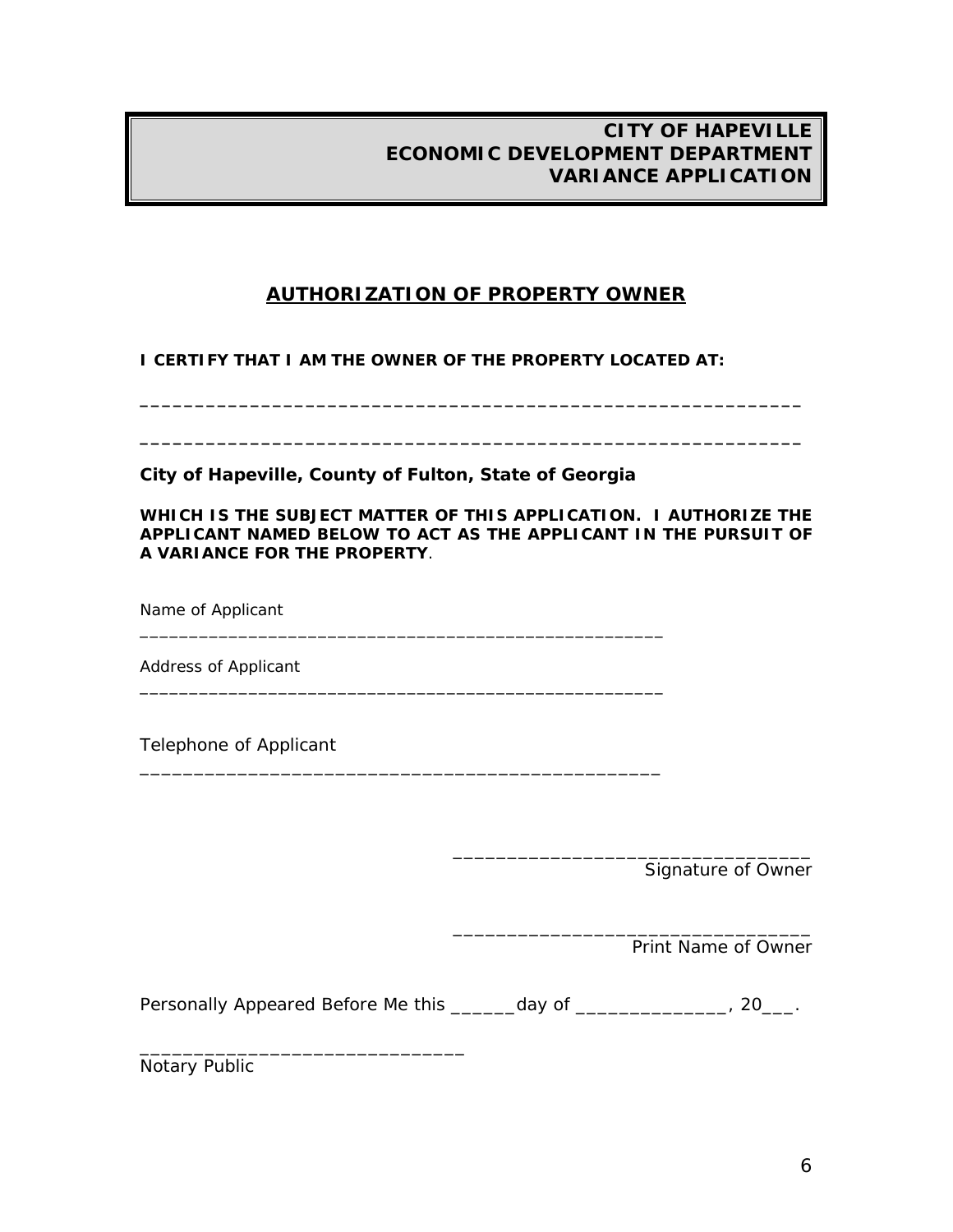**CITY OF HAPEVILLE**
**ECONOMIC DEVELOPMENT DEPARTMENT**
**VARIANCE APPLICATION**

## AUTHORIZATION OF PROPERTY OWNER

**I CERTIFY THAT I AM THE OWNER OF THE PROPERTY LOCATED AT:**

______________________________________________________________

______________________________________________________________

**City of Hapeville, County of Fulton, State of Georgia**

**WHICH IS THE SUBJECT MATTER OF THIS APPLICATION. I AUTHORIZE THE APPLICANT NAMED BELOW TO ACT AS THE APPLICANT IN THE PURSUIT OF A VARIANCE FOR THE PROPERTY**.

Name of Applicant
_____________________________________________________

Address of Applicant
_____________________________________________________

Telephone of Applicant
_____________________________________________________

__________________________________
Signature of Owner

__________________________________
Print Name of Owner

Personally Appeared Before Me this ______day of ______________, 20___.

______________________________
Notary Public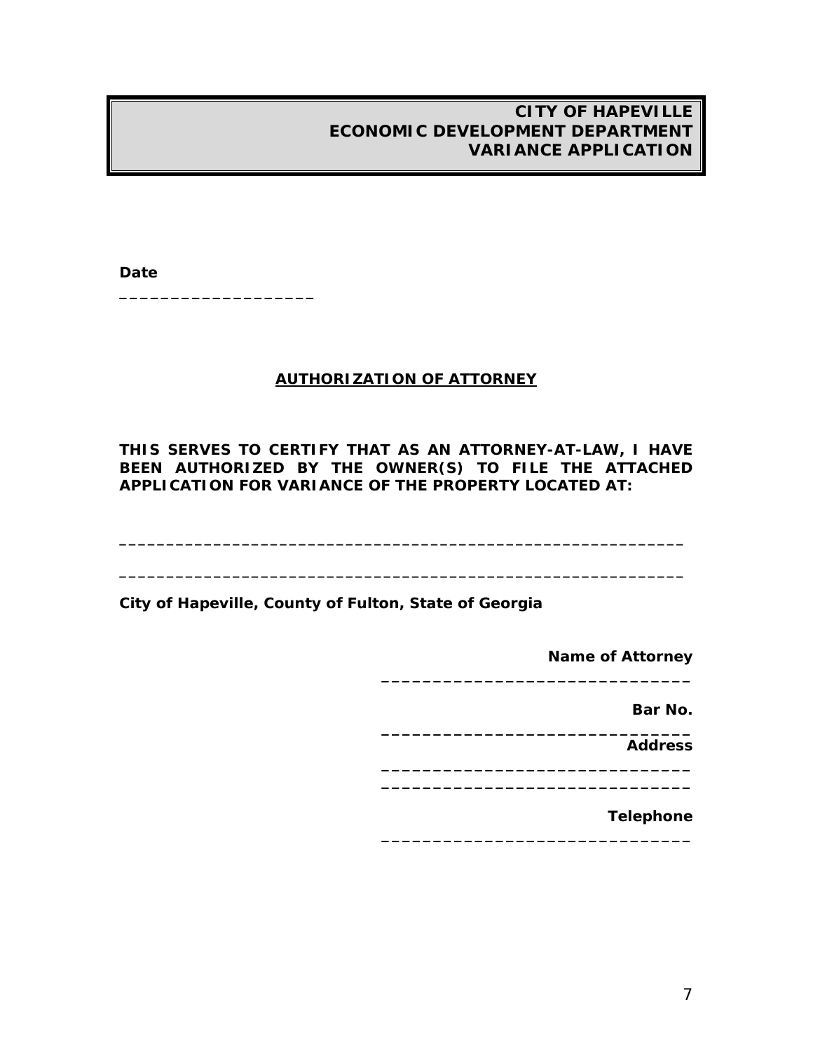**CITY OF HAPEVILLE**
**ECONOMIC DEVELOPMENT DEPARTMENT**
**VARIANCE APPLICATION**

**Date**

___________________

**AUTHORIZATION OF ATTORNEY**

**THIS SERVES TO CERTIFY THAT AS AN ATTORNEY-AT-LAW, I HAVE BEEN AUTHORIZED BY THE OWNER(S) TO FILE THE ATTACHED APPLICATION FOR VARIANCE OF THE PROPERTY LOCATED AT:**

__________________________________________________________

__________________________________________________________

**City of Hapeville, County of Fulton, State of Georgia**

**Name of Attorney**

______________________________

**Bar No.**

______________________________

**Address**

______________________________

______________________________

**Telephone**

______________________________